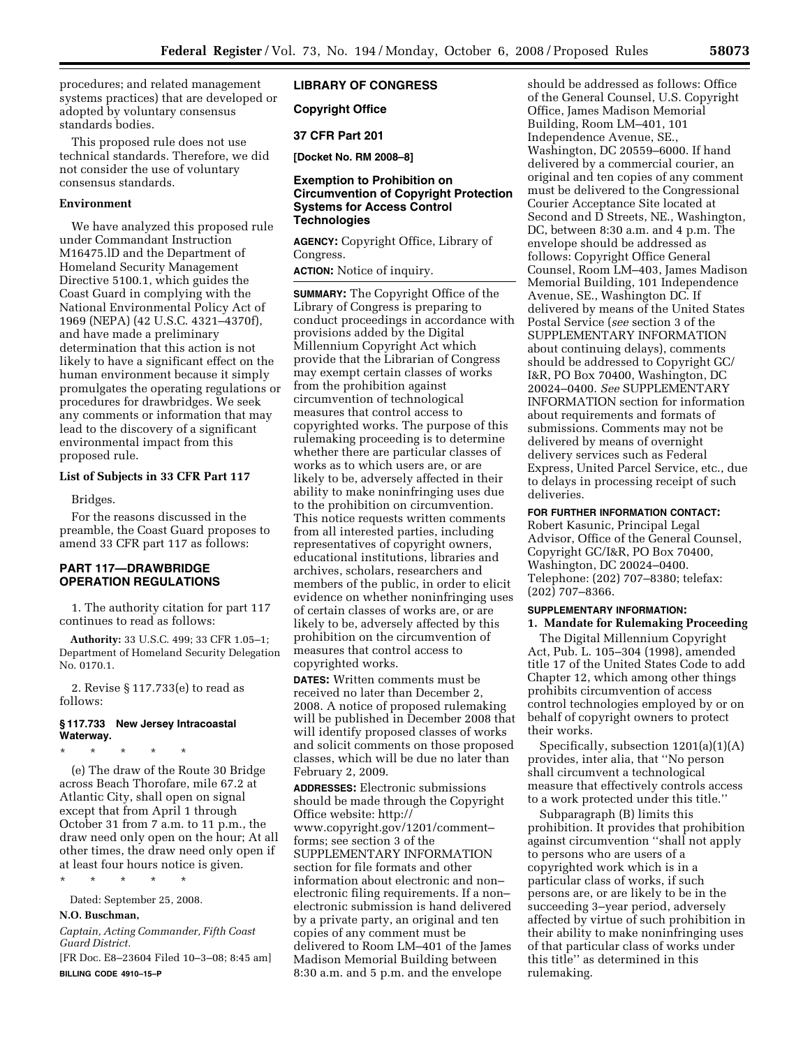procedures; and related management systems practices) that are developed or adopted by voluntary consensus standards bodies.

This proposed rule does not use technical standards. Therefore, we did not consider the use of voluntary consensus standards.

**Environment**

We have analyzed this proposed rule under Commandant Instruction M16475.lD and the Department of Homeland Security Management Directive 5100.1, which guides the Coast Guard in complying with the National Environmental Policy Act of 1969 (NEPA) (42 U.S.C. 4321–4370f), and have made a preliminary determination that this action is not likely to have a significant effect on the human environment because it simply promulgates the operating regulations or procedures for drawbridges. We seek any comments or information that may lead to the discovery of a significant environmental impact from this proposed rule.

**List of Subjects in 33 CFR Part 117**

Bridges.

For the reasons discussed in the preamble, the Coast Guard proposes to amend 33 CFR part 117 as follows:

## PART 117—DRAWBRIDGE OPERATION REGULATIONS

1. The authority citation for part 117 continues to read as follows:

**Authority:** 33 U.S.C. 499; 33 CFR 1.05–1; Department of Homeland Security Delegation No. 0170.1.

2. Revise § 117.733(e) to read as follows:

**§ 117.733 New Jersey Intracoastal Waterway.**

\* \* \* \* \*

(e) The draw of the Route 30 Bridge across Beach Thorofare, mile 67.2 at Atlantic City, shall open on signal except that from April 1 through October 31 from 7 a.m. to 11 p.m., the draw need only open on the hour; At all other times, the draw need only open if at least four hours notice is given.

\* \* \* \* \*

Dated: September 25, 2008.

**N.O. Buschman,**

*Captain, Acting Commander, Fifth Coast Guard District.*

[FR Doc. E8–23604 Filed 10–3–08; 8:45 am]

**BILLING CODE 4910–15–P**

## LIBRARY OF CONGRESS

## Copyright Office

## 37 CFR Part 201

**[Docket No. RM 2008–8]**

## Exemption to Prohibition on Circumvention of Copyright Protection Systems for Access Control Technologies

**AGENCY:** Copyright Office, Library of Congress.

**ACTION:** Notice of inquiry.

**SUMMARY:** The Copyright Office of the Library of Congress is preparing to conduct proceedings in accordance with provisions added by the Digital Millennium Copyright Act which provide that the Librarian of Congress may exempt certain classes of works from the prohibition against circumvention of technological measures that control access to copyrighted works. The purpose of this rulemaking proceeding is to determine whether there are particular classes of works as to which users are, or are likely to be, adversely affected in their ability to make noninfringing uses due to the prohibition on circumvention. This notice requests written comments from all interested parties, including representatives of copyright owners, educational institutions, libraries and archives, scholars, researchers and members of the public, in order to elicit evidence on whether noninfringing uses of certain classes of works are, or are likely to be, adversely affected by this prohibition on the circumvention of measures that control access to copyrighted works.

**DATES:** Written comments must be received no later than December 2, 2008. A notice of proposed rulemaking will be published in December 2008 that will identify proposed classes of works and solicit comments on those proposed classes, which will be due no later than February 2, 2009.

**ADDRESSES:** Electronic submissions should be made through the Copyright Office website: http://www.copyright.gov/1201/comment–forms; see section 3 of the SUPPLEMENTARY INFORMATION section for file formats and other information about electronic and non–electronic filing requirements. If a non–electronic submission is hand delivered by a private party, an original and ten copies of any comment must be delivered to Room LM–401 of the James Madison Memorial Building between 8:30 a.m. and 5 p.m. and the envelope should be addressed as follows: Office of the General Counsel, U.S. Copyright Office, James Madison Memorial Building, Room LM–401, 101 Independence Avenue, SE., Washington, DC 20559–6000. If hand delivered by a commercial courier, an original and ten copies of any comment must be delivered to the Congressional Courier Acceptance Site located at Second and D Streets, NE., Washington, DC, between 8:30 a.m. and 4 p.m. The envelope should be addressed as follows: Copyright Office General Counsel, Room LM–403, James Madison Memorial Building, 101 Independence Avenue, SE., Washington DC. If delivered by means of the United States Postal Service (*see* section 3 of the SUPPLEMENTARY INFORMATION about continuing delays), comments should be addressed to Copyright GC/I&R, PO Box 70400, Washington, DC 20024–0400. *See* SUPPLEMENTARY INFORMATION section for information about requirements and formats of submissions. Comments may not be delivered by means of overnight delivery services such as Federal Express, United Parcel Service, etc., due to delays in processing receipt of such deliveries.

**FOR FURTHER INFORMATION CONTACT:** Robert Kasunic, Principal Legal Advisor, Office of the General Counsel, Copyright GC/I&R, PO Box 70400, Washington, DC 20024–0400. Telephone: (202) 707–8380; telefax: (202) 707–8366.

**SUPPLEMENTARY INFORMATION:**

**1. Mandate for Rulemaking Proceeding**

The Digital Millennium Copyright Act, Pub. L. 105–304 (1998), amended title 17 of the United States Code to add Chapter 12, which among other things prohibits circumvention of access control technologies employed by or on behalf of copyright owners to protect their works.

Specifically, subsection 1201(a)(1)(A) provides, inter alia, that ''No person shall circumvent a technological measure that effectively controls access to a work protected under this title.''

Subparagraph (B) limits this prohibition. It provides that prohibition against circumvention ''shall not apply to persons who are users of a copyrighted work which is in a particular class of works, if such persons are, or are likely to be in the succeeding 3–year period, adversely affected by virtue of such prohibition in their ability to make noninfringing uses of that particular class of works under this title'' as determined in this rulemaking.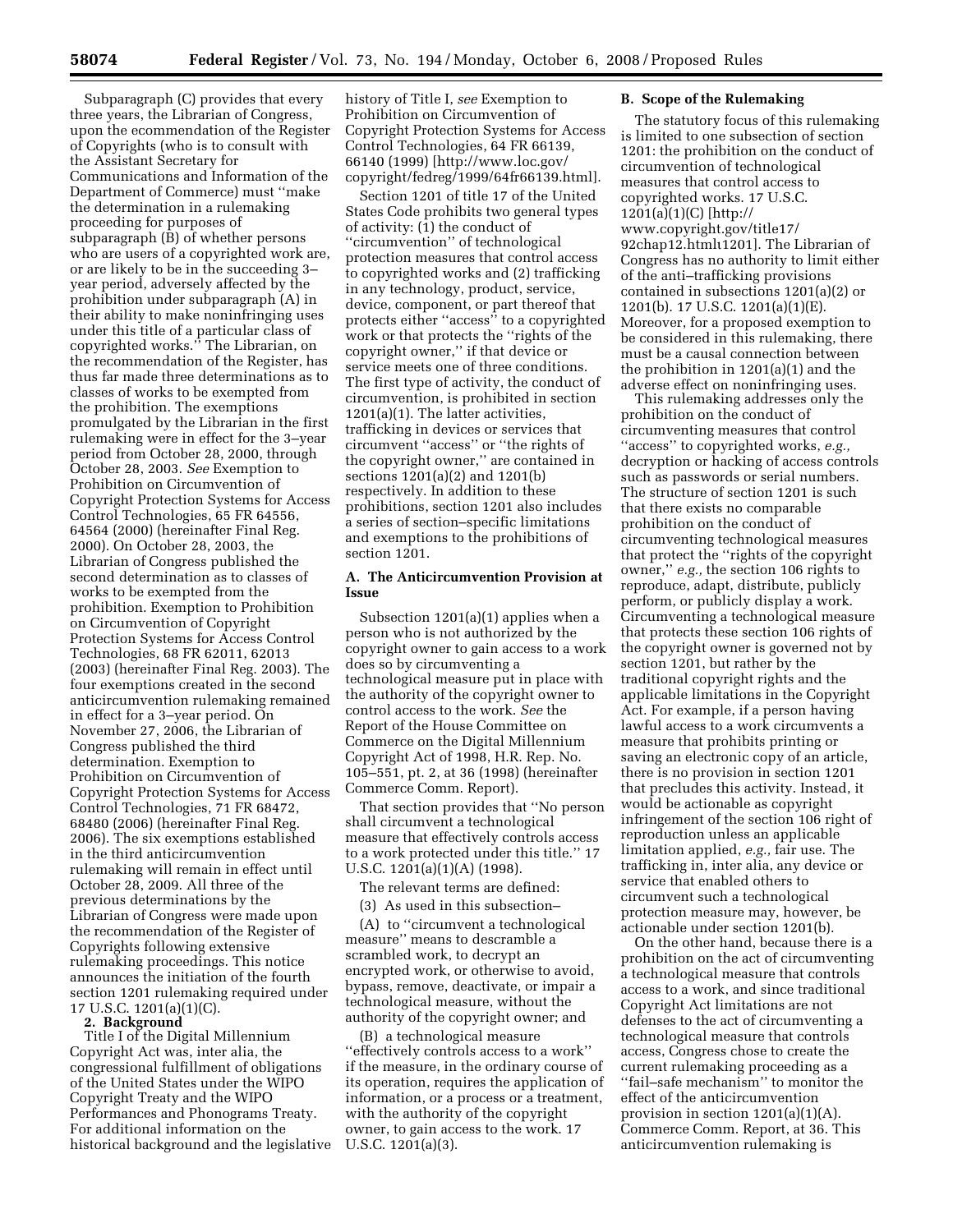Subparagraph (C) provides that every three years, the Librarian of Congress, upon the ecommendation of the Register of Copyrights (who is to consult with the Assistant Secretary for Communications and Information of the Department of Commerce) must ''make the determination in a rulemaking proceeding for purposes of subparagraph (B) of whether persons who are users of a copyrighted work are, or are likely to be in the succeeding 3–year period, adversely affected by the prohibition under subparagraph (A) in their ability to make noninfringing uses under this title of a particular class of copyrighted works.'' The Librarian, on the recommendation of the Register, has thus far made three determinations as to classes of works to be exempted from the prohibition. The exemptions promulgated by the Librarian in the first rulemaking were in effect for the 3–year period from October 28, 2000, through October 28, 2003. *See* Exemption to Prohibition on Circumvention of Copyright Protection Systems for Access Control Technologies, 65 FR 64556, 64564 (2000) (hereinafter Final Reg. 2000). On October 28, 2003, the Librarian of Congress published the second determination as to classes of works to be exempted from the prohibition. Exemption to Prohibition on Circumvention of Copyright Protection Systems for Access Control Technologies, 68 FR 62011, 62013 (2003) (hereinafter Final Reg. 2003). The four exemptions created in the second anticircumvention rulemaking remained in effect for a 3–year period. On November 27, 2006, the Librarian of Congress published the third determination. Exemption to Prohibition on Circumvention of Copyright Protection Systems for Access Control Technologies, 71 FR 68472, 68480 (2006) (hereinafter Final Reg. 2006). The six exemptions established in the third anticircumvention rulemaking will remain in effect until October 28, 2009. All three of the previous determinations by the Librarian of Congress were made upon the recommendation of the Register of Copyrights following extensive rulemaking proceedings. This notice announces the initiation of the fourth section 1201 rulemaking required under 17 U.S.C. 1201(a)(1)(C).

**2. Background**

Title I of the Digital Millennium Copyright Act was, inter alia, the congressional fulfillment of obligations of the United States under the WIPO Copyright Treaty and the WIPO Performances and Phonograms Treaty. For additional information on the historical background and the legislative history of Title I, *see* Exemption to Prohibition on Circumvention of Copyright Protection Systems for Access Control Technologies, 64 FR 66139, 66140 (1999) [http://www.loc.gov/copyright/fedreg/1999/64fr66139.html].

Section 1201 of title 17 of the United States Code prohibits two general types of activity: (1) the conduct of ''circumvention'' of technological protection measures that control access to copyrighted works and (2) trafficking in any technology, product, service, device, component, or part thereof that protects either ''access'' to a copyrighted work or that protects the ''rights of the copyright owner,'' if that device or service meets one of three conditions. The first type of activity, the conduct of circumvention, is prohibited in section 1201(a)(1). The latter activities, trafficking in devices or services that circumvent ''access'' or ''the rights of the copyright owner,'' are contained in sections 1201(a)(2) and 1201(b) respectively. In addition to these prohibitions, section 1201 also includes a series of section–specific limitations and exemptions to the prohibitions of section 1201.

### A. The Anticircumvention Provision at Issue

Subsection 1201(a)(1) applies when a person who is not authorized by the copyright owner to gain access to a work does so by circumventing a technological measure put in place with the authority of the copyright owner to control access to the work. *See* the Report of the House Committee on Commerce on the Digital Millennium Copyright Act of 1998, H.R. Rep. No. 105–551, pt. 2, at 36 (1998) (hereinafter Commerce Comm. Report).

That section provides that ''No person shall circumvent a technological measure that effectively controls access to a work protected under this title.'' 17 U.S.C. 1201(a)(1)(A) (1998).

The relevant terms are defined:

(3) As used in this subsection–

(A) to ''circumvent a technological measure'' means to descramble a scrambled work, to decrypt an encrypted work, or otherwise to avoid, bypass, remove, deactivate, or impair a technological measure, without the authority of the copyright owner; and

(B) a technological measure ''effectively controls access to a work'' if the measure, in the ordinary course of its operation, requires the application of information, or a process or a treatment, with the authority of the copyright owner, to gain access to the work. 17 U.S.C. 1201(a)(3).

### B. Scope of the Rulemaking

The statutory focus of this rulemaking is limited to one subsection of section 1201: the prohibition on the conduct of circumvention of technological measures that control access to copyrighted works. 17 U.S.C. 1201(a)(1)(C) [http://www.copyright.gov/title17/92chap12.html1201]. The Librarian of Congress has no authority to limit either of the anti–trafficking provisions contained in subsections 1201(a)(2) or 1201(b). 17 U.S.C. 1201(a)(1)(E). Moreover, for a proposed exemption to be considered in this rulemaking, there must be a causal connection between the prohibition in 1201(a)(1) and the adverse effect on noninfringing uses.

This rulemaking addresses only the prohibition on the conduct of circumventing measures that control ''access'' to copyrighted works, *e.g.,* decryption or hacking of access controls such as passwords or serial numbers. The structure of section 1201 is such that there exists no comparable prohibition on the conduct of circumventing technological measures that protect the ''rights of the copyright owner,'' *e.g.,* the section 106 rights to reproduce, adapt, distribute, publicly perform, or publicly display a work. Circumventing a technological measure that protects these section 106 rights of the copyright owner is governed not by section 1201, but rather by the traditional copyright rights and the applicable limitations in the Copyright Act. For example, if a person having lawful access to a work circumvents a measure that prohibits printing or saving an electronic copy of an article, there is no provision in section 1201 that precludes this activity. Instead, it would be actionable as copyright infringement of the section 106 right of reproduction unless an applicable limitation applied, *e.g.,* fair use. The trafficking in, inter alia, any device or service that enabled others to circumvent such a technological protection measure may, however, be actionable under section 1201(b).

On the other hand, because there is a prohibition on the act of circumventing a technological measure that controls access to a work, and since traditional Copyright Act limitations are not defenses to the act of circumventing a technological measure that controls access, Congress chose to create the current rulemaking proceeding as a ''fail–safe mechanism'' to monitor the effect of the anticircumvention provision in section 1201(a)(1)(A). Commerce Comm. Report, at 36. This anticircumvention rulemaking is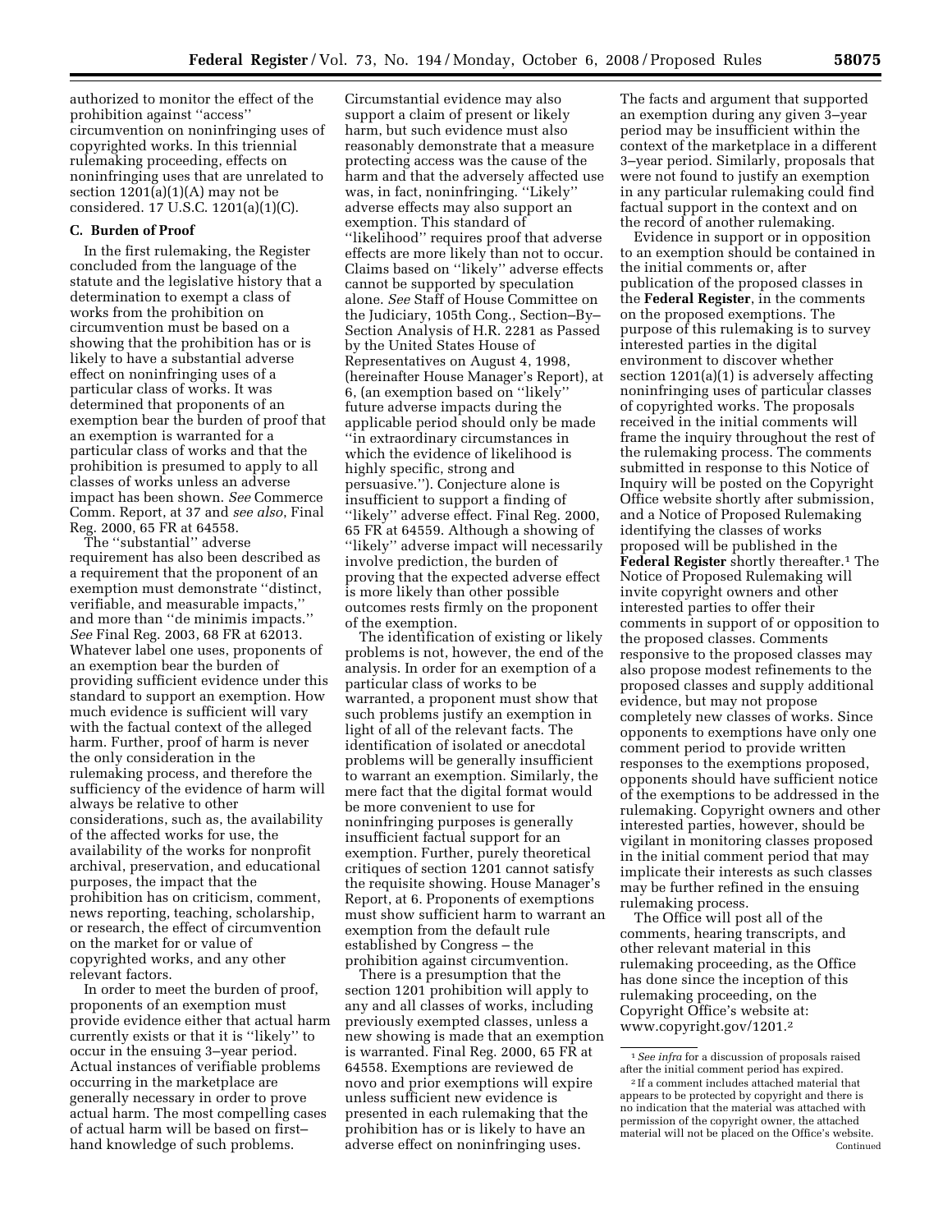authorized to monitor the effect of the prohibition against ''access'' circumvention on noninfringing uses of copyrighted works. In this triennial rulemaking proceeding, effects on noninfringing uses that are unrelated to section 1201(a)(1)(A) may not be considered. 17 U.S.C. 1201(a)(1)(C).

### C. Burden of Proof

In the first rulemaking, the Register concluded from the language of the statute and the legislative history that a determination to exempt a class of works from the prohibition on circumvention must be based on a showing that the prohibition has or is likely to have a substantial adverse effect on noninfringing uses of a particular class of works. It was determined that proponents of an exemption bear the burden of proof that an exemption is warranted for a particular class of works and that the prohibition is presumed to apply to all classes of works unless an adverse impact has been shown. *See* Commerce Comm. Report, at 37 and *see also*, Final Reg. 2000, 65 FR at 64558.

The ''substantial'' adverse requirement has also been described as a requirement that the proponent of an exemption must demonstrate ''distinct, verifiable, and measurable impacts,'' and more than ''de minimis impacts.'' *See* Final Reg. 2003, 68 FR at 62013. Whatever label one uses, proponents of an exemption bear the burden of providing sufficient evidence under this standard to support an exemption. How much evidence is sufficient will vary with the factual context of the alleged harm. Further, proof of harm is never the only consideration in the rulemaking process, and therefore the sufficiency of the evidence of harm will always be relative to other considerations, such as, the availability of the affected works for use, the availability of the works for nonprofit archival, preservation, and educational purposes, the impact that the prohibition has on criticism, comment, news reporting, teaching, scholarship, or research, the effect of circumvention on the market for or value of copyrighted works, and any other relevant factors.

In order to meet the burden of proof, proponents of an exemption must provide evidence either that actual harm currently exists or that it is ''likely'' to occur in the ensuing 3–year period. Actual instances of verifiable problems occurring in the marketplace are generally necessary in order to prove actual harm. The most compelling cases of actual harm will be based on first–hand knowledge of such problems. Circumstantial evidence may also support a claim of present or likely harm, but such evidence must also reasonably demonstrate that a measure protecting access was the cause of the harm and that the adversely affected use was, in fact, noninfringing. ''Likely'' adverse effects may also support an exemption. This standard of ''likelihood'' requires proof that adverse effects are more likely than not to occur. Claims based on ''likely'' adverse effects cannot be supported by speculation alone. *See* Staff of House Committee on the Judiciary, 105th Cong., Section–By–Section Analysis of H.R. 2281 as Passed by the United States House of Representatives on August 4, 1998, (hereinafter House Manager's Report), at 6, (an exemption based on ''likely'' future adverse impacts during the applicable period should only be made ''in extraordinary circumstances in which the evidence of likelihood is highly specific, strong and persuasive.''). Conjecture alone is insufficient to support a finding of ''likely'' adverse effect. Final Reg. 2000, 65 FR at 64559. Although a showing of ''likely'' adverse impact will necessarily involve prediction, the burden of proving that the expected adverse effect is more likely than other possible outcomes rests firmly on the proponent of the exemption.

The identification of existing or likely problems is not, however, the end of the analysis. In order for an exemption of a particular class of works to be warranted, a proponent must show that such problems justify an exemption in light of all of the relevant facts. The identification of isolated or anecdotal problems will be generally insufficient to warrant an exemption. Similarly, the mere fact that the digital format would be more convenient to use for noninfringing purposes is generally insufficient factual support for an exemption. Further, purely theoretical critiques of section 1201 cannot satisfy the requisite showing. House Manager's Report, at 6. Proponents of exemptions must show sufficient harm to warrant an exemption from the default rule established by Congress – the prohibition against circumvention.

There is a presumption that the section 1201 prohibition will apply to any and all classes of works, including previously exempted classes, unless a new showing is made that an exemption is warranted. Final Reg. 2000, 65 FR at 64558. Exemptions are reviewed de novo and prior exemptions will expire unless sufficient new evidence is presented in each rulemaking that the prohibition has or is likely to have an adverse effect on noninfringing uses. The facts and argument that supported an exemption during any given 3–year period may be insufficient within the context of the marketplace in a different 3–year period. Similarly, proposals that were not found to justify an exemption in any particular rulemaking could find factual support in the context and on the record of another rulemaking.

Evidence in support or in opposition to an exemption should be contained in the initial comments or, after publication of the proposed classes in the **Federal Register**, in the comments on the proposed exemptions. The purpose of this rulemaking is to survey interested parties in the digital environment to discover whether section 1201(a)(1) is adversely affecting noninfringing uses of particular classes of copyrighted works. The proposals received in the initial comments will frame the inquiry throughout the rest of the rulemaking process. The comments submitted in response to this Notice of Inquiry will be posted on the Copyright Office website shortly after submission, and a Notice of Proposed Rulemaking identifying the classes of works proposed will be published in the **Federal Register** shortly thereafter.[1] The Notice of Proposed Rulemaking will invite copyright owners and other interested parties to offer their comments in support of or opposition to the proposed classes. Comments responsive to the proposed classes may also propose modest refinements to the proposed classes and supply additional evidence, but may not propose completely new classes of works. Since opponents to exemptions have only one comment period to provide written responses to the exemptions proposed, opponents should have sufficient notice of the exemptions to be addressed in the rulemaking. Copyright owners and other interested parties, however, should be vigilant in monitoring classes proposed in the initial comment period that may implicate their interests as such classes may be further refined in the ensuing rulemaking process.

The Office will post all of the comments, hearing transcripts, and other relevant material in this rulemaking proceeding, as the Office has done since the inception of this rulemaking proceeding, on the Copyright Office's website at: www.copyright.gov/1201.[2]

[1] *See infra* for a discussion of proposals raised after the initial comment period has expired.

[2] If a comment includes attached material that appears to be protected by copyright and there is no indication that the material was attached with permission of the copyright owner, the attached material will not be placed on the Office's website.

Continued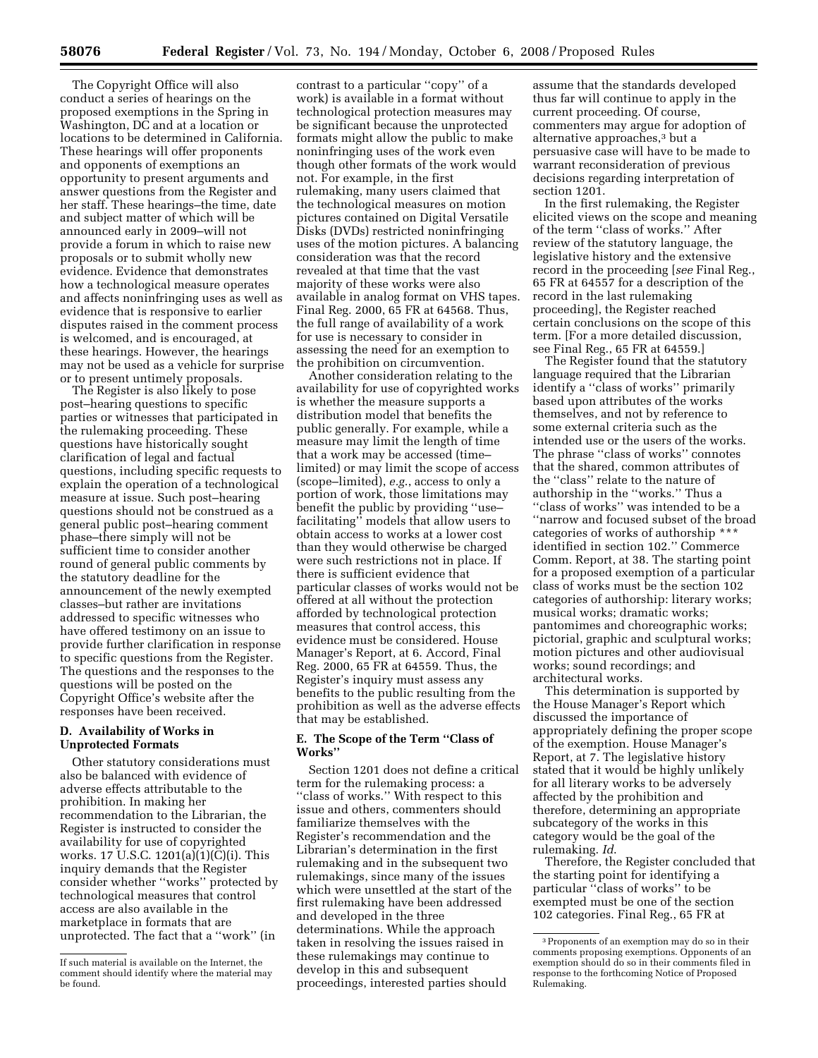The Copyright Office will also conduct a series of hearings on the proposed exemptions in the Spring in Washington, DC and at a location or locations to be determined in California. These hearings will offer proponents and opponents of exemptions an opportunity to present arguments and answer questions from the Register and her staff. These hearings–the time, date and subject matter of which will be announced early in 2009–will not provide a forum in which to raise new proposals or to submit wholly new evidence. Evidence that demonstrates how a technological measure operates and affects noninfringing uses as well as evidence that is responsive to earlier disputes raised in the comment process is welcomed, and is encouraged, at these hearings. However, the hearings may not be used as a vehicle for surprise or to present untimely proposals.

The Register is also likely to pose post–hearing questions to specific parties or witnesses that participated in the rulemaking proceeding. These questions have historically sought clarification of legal and factual questions, including specific requests to explain the operation of a technological measure at issue. Such post–hearing questions should not be construed as a general public post–hearing comment phase–there simply will not be sufficient time to consider another round of general public comments by the statutory deadline for the announcement of the newly exempted classes–but rather are invitations addressed to specific witnesses who have offered testimony on an issue to provide further clarification in response to specific questions from the Register. The questions and the responses to the questions will be posted on the Copyright Office's website after the responses have been received.

## D. Availability of Works in Unprotected Formats

Other statutory considerations must also be balanced with evidence of adverse effects attributable to the prohibition. In making her recommendation to the Librarian, the Register is instructed to consider the availability for use of copyrighted works. 17 U.S.C. 1201(a)(1)(C)(i). This inquiry demands that the Register consider whether "works" protected by technological measures that control access are also available in the marketplace in formats that are unprotected. The fact that a "work" (in contrast to a particular "copy" of a work) is available in a format without technological protection measures may be significant because the unprotected formats might allow the public to make noninfringing uses of the work even though other formats of the work would not. For example, in the first rulemaking, many users claimed that the technological measures on motion pictures contained on Digital Versatile Disks (DVDs) restricted noninfringing uses of the motion pictures. A balancing consideration was that the record revealed at that time that the vast majority of these works were also available in analog format on VHS tapes. Final Reg. 2000, 65 FR at 64568. Thus, the full range of availability of a work for use is necessary to consider in assessing the need for an exemption to the prohibition on circumvention.

Another consideration relating to the availability for use of copyrighted works is whether the measure supports a distribution model that benefits the public generally. For example, while a measure may limit the length of time that a work may be accessed (time–limited) or may limit the scope of access (scope–limited), *e.g.*, access to only a portion of work, those limitations may benefit the public by providing "use–facilitating" models that allow users to obtain access to works at a lower cost than they would otherwise be charged were such restrictions not in place. If there is sufficient evidence that particular classes of works would not be offered at all without the protection afforded by technological protection measures that control access, this evidence must be considered. House Manager's Report, at 6. Accord, Final Reg. 2000, 65 FR at 64559. Thus, the Register's inquiry must assess any benefits to the public resulting from the prohibition as well as the adverse effects that may be established.

## E. The Scope of the Term "Class of Works"

Section 1201 does not define a critical term for the rulemaking process: a "class of works." With respect to this issue and others, commenters should familiarize themselves with the Register's recommendation and the Librarian's determination in the first rulemaking and in the subsequent two rulemakings, since many of the issues which were unsettled at the start of the first rulemaking have been addressed and developed in the three determinations. While the approach taken in resolving the issues raised in these rulemakings may continue to develop in this and subsequent proceedings, interested parties should assume that the standards developed thus far will continue to apply in the current proceeding. Of course, commenters may argue for adoption of alternative approaches,[3] but a persuasive case will have to be made to warrant reconsideration of previous decisions regarding interpretation of section 1201.

In the first rulemaking, the Register elicited views on the scope and meaning of the term "class of works." After review of the statutory language, the legislative history and the extensive record in the proceeding [*see* Final Reg., 65 FR at 64557 for a description of the record in the last rulemaking proceeding], the Register reached certain conclusions on the scope of this term. [For a more detailed discussion, see Final Reg., 65 FR at 64559.]

The Register found that the statutory language required that the Librarian identify a "class of works" primarily based upon attributes of the works themselves, and not by reference to some external criteria such as the intended use or the users of the works. The phrase "class of works" connotes that the shared, common attributes of the "class" relate to the nature of authorship in the "works." Thus a "class of works" was intended to be a "narrow and focused subset of the broad categories of works of authorship *** identified in section 102." Commerce Comm. Report, at 38. The starting point for a proposed exemption of a particular class of works must be the section 102 categories of authorship: literary works; musical works; dramatic works; pantomimes and choreographic works; pictorial, graphic and sculptural works; motion pictures and other audiovisual works; sound recordings; and architectural works.

This determination is supported by the House Manager's Report which discussed the importance of appropriately defining the proper scope of the exemption. House Manager's Report, at 7. The legislative history stated that it would be highly unlikely for all literary works to be adversely affected by the prohibition and therefore, determining an appropriate subcategory of the works in this category would be the goal of the rulemaking. *Id.*

Therefore, the Register concluded that the starting point for identifying a particular "class of works" to be exempted must be one of the section 102 categories. Final Reg., 65 FR at

---

If such material is available on the Internet, the comment should identify where the material may be found.

[3] Proponents of an exemption may do so in their comments proposing exemptions. Opponents of an exemption should do so in their comments filed in response to the forthcoming Notice of Proposed Rulemaking.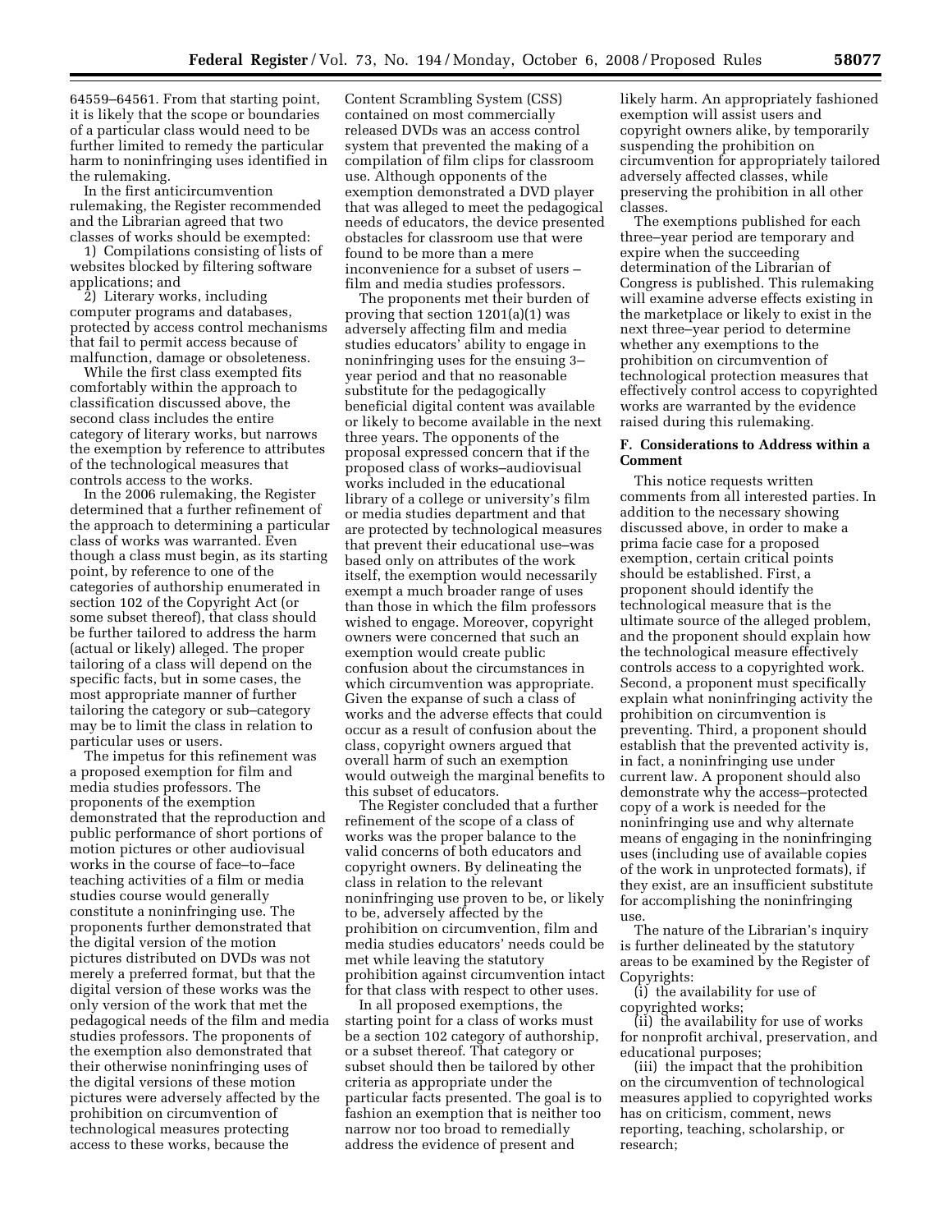64559–64561. From that starting point, it is likely that the scope or boundaries of a particular class would need to be further limited to remedy the particular harm to noninfringing uses identified in the rulemaking.

In the first anticircumvention rulemaking, the Register recommended and the Librarian agreed that two classes of works should be exempted:

1) Compilations consisting of lists of websites blocked by filtering software applications; and

2) Literary works, including computer programs and databases, protected by access control mechanisms that fail to permit access because of malfunction, damage or obsoleteness.

While the first class exempted fits comfortably within the approach to classification discussed above, the second class includes the entire category of literary works, but narrows the exemption by reference to attributes of the technological measures that controls access to the works.

In the 2006 rulemaking, the Register determined that a further refinement of the approach to determining a particular class of works was warranted. Even though a class must begin, as its starting point, by reference to one of the categories of authorship enumerated in section 102 of the Copyright Act (or some subset thereof), that class should be further tailored to address the harm (actual or likely) alleged. The proper tailoring of a class will depend on the specific facts, but in some cases, the most appropriate manner of further tailoring the category or sub–category may be to limit the class in relation to particular uses or users.

The impetus for this refinement was a proposed exemption for film and media studies professors. The proponents of the exemption demonstrated that the reproduction and public performance of short portions of motion pictures or other audiovisual works in the course of face–to–face teaching activities of a film or media studies course would generally constitute a noninfringing use. The proponents further demonstrated that the digital version of the motion pictures distributed on DVDs was not merely a preferred format, but that the digital version of these works was the only version of the work that met the pedagogical needs of the film and media studies professors. The proponents of the exemption also demonstrated that their otherwise noninfringing uses of the digital versions of these motion pictures were adversely affected by the prohibition on circumvention of technological measures protecting access to these works, because the Content Scrambling System (CSS) contained on most commercially released DVDs was an access control system that prevented the making of a compilation of film clips for classroom use. Although opponents of the exemption demonstrated a DVD player that was alleged to meet the pedagogical needs of educators, the device presented obstacles for classroom use that were found to be more than a mere inconvenience for a subset of users – film and media studies professors.

The proponents met their burden of proving that section 1201(a)(1) was adversely affecting film and media studies educators' ability to engage in noninfringing uses for the ensuing 3–year period and that no reasonable substitute for the pedagogically beneficial digital content was available or likely to become available in the next three years. The opponents of the proposal expressed concern that if the proposed class of works–audiovisual works included in the educational library of a college or university's film or media studies department and that are protected by technological measures that prevent their educational use–was based only on attributes of the work itself, the exemption would necessarily exempt a much broader range of uses than those in which the film professors wished to engage. Moreover, copyright owners were concerned that such an exemption would create public confusion about the circumstances in which circumvention was appropriate. Given the expanse of such a class of works and the adverse effects that could occur as a result of confusion about the class, copyright owners argued that overall harm of such an exemption would outweigh the marginal benefits to this subset of educators.

The Register concluded that a further refinement of the scope of a class of works was the proper balance to the valid concerns of both educators and copyright owners. By delineating the class in relation to the relevant noninfringing use proven to be, or likely to be, adversely affected by the prohibition on circumvention, film and media studies educators' needs could be met while leaving the statutory prohibition against circumvention intact for that class with respect to other uses.

In all proposed exemptions, the starting point for a class of works must be a section 102 category of authorship, or a subset thereof. That category or subset should then be tailored by other criteria as appropriate under the particular facts presented. The goal is to fashion an exemption that is neither too narrow nor too broad to remedially address the evidence of present and likely harm. An appropriately fashioned exemption will assist users and copyright owners alike, by temporarily suspending the prohibition on circumvention for appropriately tailored adversely affected classes, while preserving the prohibition in all other classes.

The exemptions published for each three–year period are temporary and expire when the succeeding determination of the Librarian of Congress is published. This rulemaking will examine adverse effects existing in the marketplace or likely to exist in the next three–year period to determine whether any exemptions to the prohibition on circumvention of technological protection measures that effectively control access to copyrighted works are warranted by the evidence raised during this rulemaking.

### F. Considerations to Address within a Comment

This notice requests written comments from all interested parties. In addition to the necessary showing discussed above, in order to make a prima facie case for a proposed exemption, certain critical points should be established. First, a proponent should identify the technological measure that is the ultimate source of the alleged problem, and the proponent should explain how the technological measure effectively controls access to a copyrighted work. Second, a proponent must specifically explain what noninfringing activity the prohibition on circumvention is preventing. Third, a proponent should establish that the prevented activity is, in fact, a noninfringing use under current law. A proponent should also demonstrate why the access–protected copy of a work is needed for the noninfringing use and why alternate means of engaging in the noninfringing uses (including use of available copies of the work in unprotected formats), if they exist, are an insufficient substitute for accomplishing the noninfringing use.

The nature of the Librarian's inquiry is further delineated by the statutory areas to be examined by the Register of Copyrights:

(i) the availability for use of copyrighted works;

(ii) the availability for use of works for nonprofit archival, preservation, and educational purposes;

(iii) the impact that the prohibition on the circumvention of technological measures applied to copyrighted works has on criticism, comment, news reporting, teaching, scholarship, or research;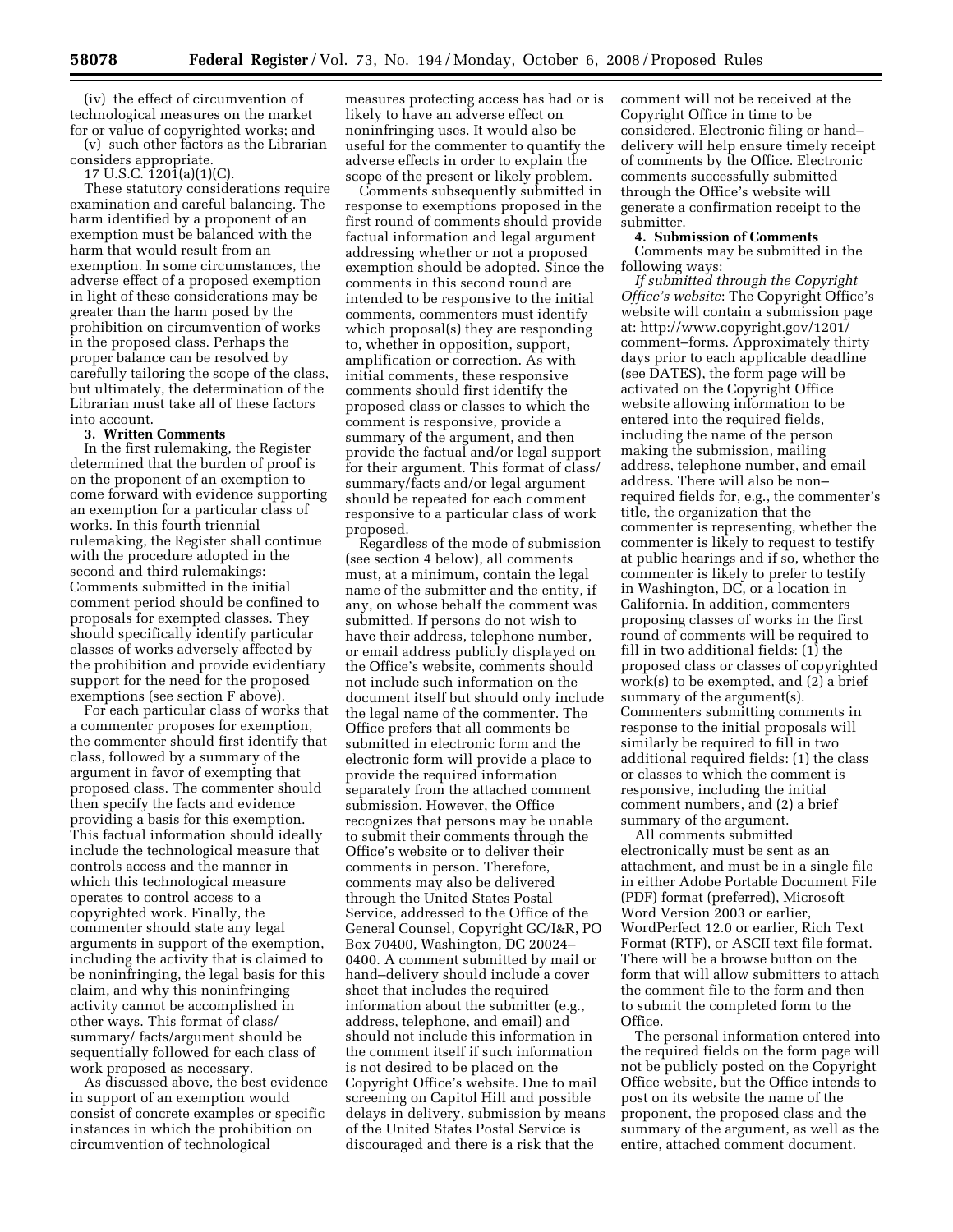(iv) the effect of circumvention of technological measures on the market for or value of copyrighted works; and

(v) such other factors as the Librarian considers appropriate.

17 U.S.C. 1201(a)(1)(C).

These statutory considerations require examination and careful balancing. The harm identified by a proponent of an exemption must be balanced with the harm that would result from an exemption. In some circumstances, the adverse effect of a proposed exemption in light of these considerations may be greater than the harm posed by the prohibition on circumvention of works in the proposed class. Perhaps the proper balance can be resolved by carefully tailoring the scope of the class, but ultimately, the determination of the Librarian must take all of these factors into account.

**3. Written Comments**

In the first rulemaking, the Register determined that the burden of proof is on the proponent of an exemption to come forward with evidence supporting an exemption for a particular class of works. In this fourth triennial rulemaking, the Register shall continue with the procedure adopted in the second and third rulemakings: Comments submitted in the initial comment period should be confined to proposals for exempted classes. They should specifically identify particular classes of works adversely affected by the prohibition and provide evidentiary support for the need for the proposed exemptions (see section F above).

For each particular class of works that a commenter proposes for exemption, the commenter should first identify that class, followed by a summary of the argument in favor of exempting that proposed class. The commenter should then specify the facts and evidence providing a basis for this exemption. This factual information should ideally include the technological measure that controls access and the manner in which this technological measure operates to control access to a copyrighted work. Finally, the commenter should state any legal arguments in support of the exemption, including the activity that is claimed to be noninfringing, the legal basis for this claim, and why this noninfringing activity cannot be accomplished in other ways. This format of class/ summary/ facts/argument should be sequentially followed for each class of work proposed as necessary.

As discussed above, the best evidence in support of an exemption would consist of concrete examples or specific instances in which the prohibition on circumvention of technological measures protecting access has had or is likely to have an adverse effect on noninfringing uses. It would also be useful for the commenter to quantify the adverse effects in order to explain the scope of the present or likely problem.

Comments subsequently submitted in response to exemptions proposed in the first round of comments should provide factual information and legal argument addressing whether or not a proposed exemption should be adopted. Since the comments in this second round are intended to be responsive to the initial comments, commenters must identify which proposal(s) they are responding to, whether in opposition, support, amplification or correction. As with initial comments, these responsive comments should first identify the proposed class or classes to which the comment is responsive, provide a summary of the argument, and then provide the factual and/or legal support for their argument. This format of class/ summary/facts and/or legal argument should be repeated for each comment responsive to a particular class of work proposed.

Regardless of the mode of submission (see section 4 below), all comments must, at a minimum, contain the legal name of the submitter and the entity, if any, on whose behalf the comment was submitted. If persons do not wish to have their address, telephone number, or email address publicly displayed on the Office's website, comments should not include such information on the document itself but should only include the legal name of the commenter. The Office prefers that all comments be submitted in electronic form and the electronic form will provide a place to provide the required information separately from the attached comment submission. However, the Office recognizes that persons may be unable to submit their comments through the Office's website or to deliver their comments in person. Therefore, comments may also be delivered through the United States Postal Service, addressed to the Office of the General Counsel, Copyright GC/I&R, PO Box 70400, Washington, DC 20024–0400. A comment submitted by mail or hand–delivery should include a cover sheet that includes the required information about the submitter (e.g., address, telephone, and email) and should not include this information in the comment itself if such information is not desired to be placed on the Copyright Office's website. Due to mail screening on Capitol Hill and possible delays in delivery, submission by means of the United States Postal Service is discouraged and there is a risk that the comment will not be received at the Copyright Office in time to be considered. Electronic filing or hand–delivery will help ensure timely receipt of comments by the Office. Electronic comments successfully submitted through the Office's website will generate a confirmation receipt to the submitter.

**4. Submission of Comments**

Comments may be submitted in the following ways:

*If submitted through the Copyright Office's website*: The Copyright Office's website will contain a submission page at: http://www.copyright.gov/1201/comment–forms. Approximately thirty days prior to each applicable deadline (see DATES), the form page will be activated on the Copyright Office website allowing information to be entered into the required fields, including the name of the person making the submission, mailing address, telephone number, and email address. There will also be non–required fields for, e.g., the commenter's title, the organization that the commenter is representing, whether the commenter is likely to request to testify at public hearings and if so, whether the commenter is likely to prefer to testify in Washington, DC, or a location in California. In addition, commenters proposing classes of works in the first round of comments will be required to fill in two additional fields: (1) the proposed class or classes of copyrighted work(s) to be exempted, and (2) a brief summary of the argument(s). Commenters submitting comments in response to the initial proposals will similarly be required to fill in two additional required fields: (1) the class or classes to which the comment is responsive, including the initial comment numbers, and (2) a brief summary of the argument.

All comments submitted electronically must be sent as an attachment, and must be in a single file in either Adobe Portable Document File (PDF) format (preferred), Microsoft Word Version 2003 or earlier, WordPerfect 12.0 or earlier, Rich Text Format (RTF), or ASCII text file format. There will be a browse button on the form that will allow submitters to attach the comment file to the form and then to submit the completed form to the Office.

The personal information entered into the required fields on the form page will not be publicly posted on the Copyright Office website, but the Office intends to post on its website the name of the proponent, the proposed class and the summary of the argument, as well as the entire, attached comment document.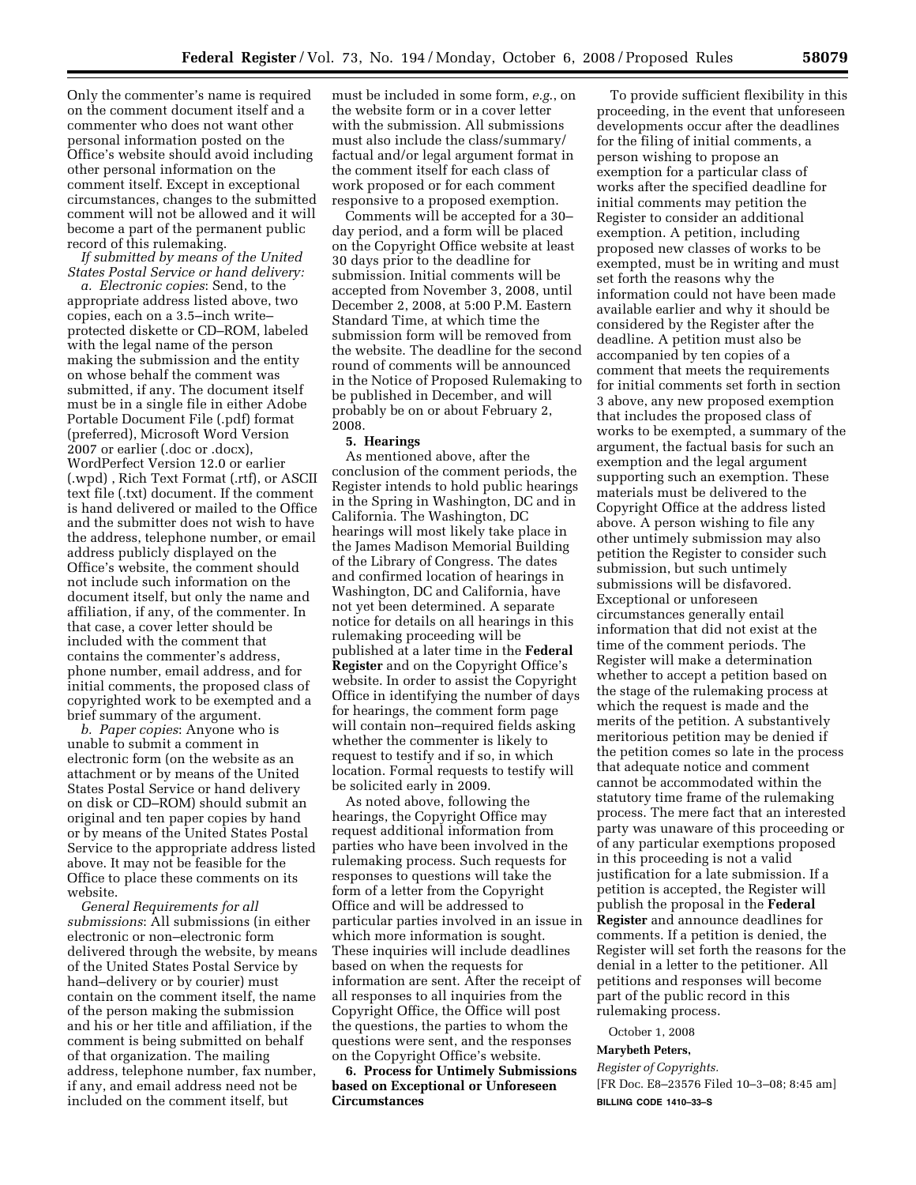Only the commenter's name is required on the comment document itself and a commenter who does not want other personal information posted on the Office's website should avoid including other personal information on the comment itself. Except in exceptional circumstances, changes to the submitted comment will not be allowed and it will become a part of the permanent public record of this rulemaking.

*If submitted by means of the United States Postal Service or hand delivery:*

*a. Electronic copies*: Send, to the appropriate address listed above, two copies, each on a 3.5–inch write–protected diskette or CD–ROM, labeled with the legal name of the person making the submission and the entity on whose behalf the comment was submitted, if any. The document itself must be in a single file in either Adobe Portable Document File (.pdf) format (preferred), Microsoft Word Version 2007 or earlier (.doc or .docx), WordPerfect Version 12.0 or earlier (.wpd) , Rich Text Format (.rtf), or ASCII text file (.txt) document. If the comment is hand delivered or mailed to the Office and the submitter does not wish to have the address, telephone number, or email address publicly displayed on the Office's website, the comment should not include such information on the document itself, but only the name and affiliation, if any, of the commenter. In that case, a cover letter should be included with the comment that contains the commenter's address, phone number, email address, and for initial comments, the proposed class of copyrighted work to be exempted and a brief summary of the argument.

*b. Paper copies*: Anyone who is unable to submit a comment in electronic form (on the website as an attachment or by means of the United States Postal Service or hand delivery on disk or CD–ROM) should submit an original and ten paper copies by hand or by means of the United States Postal Service to the appropriate address listed above. It may not be feasible for the Office to place these comments on its website.

*General Requirements for all submissions*: All submissions (in either electronic or non–electronic form delivered through the website, by means of the United States Postal Service by hand–delivery or by courier) must contain on the comment itself, the name of the person making the submission and his or her title and affiliation, if the comment is being submitted on behalf of that organization. The mailing address, telephone number, fax number, if any, and email address need not be included on the comment itself, but must be included in some form, *e.g.*, on the website form or in a cover letter with the submission. All submissions must also include the class/summary/factual and/or legal argument format in the comment itself for each class of work proposed or for each comment responsive to a proposed exemption.

Comments will be accepted for a 30–day period, and a form will be placed on the Copyright Office website at least 30 days prior to the deadline for submission. Initial comments will be accepted from November 3, 2008, until December 2, 2008, at 5:00 P.M. Eastern Standard Time, at which time the submission form will be removed from the website. The deadline for the second round of comments will be announced in the Notice of Proposed Rulemaking to be published in December, and will probably be on or about February 2, 2008.

**5. Hearings**

As mentioned above, after the conclusion of the comment periods, the Register intends to hold public hearings in the Spring in Washington, DC and in California. The Washington, DC hearings will most likely take place in the James Madison Memorial Building of the Library of Congress. The dates and confirmed location of hearings in Washington, DC and California, have not yet been determined. A separate notice for details on all hearings in this rulemaking proceeding will be published at a later time in the **Federal Register** and on the Copyright Office's website. In order to assist the Copyright Office in identifying the number of days for hearings, the comment form page will contain non–required fields asking whether the commenter is likely to request to testify and if so, in which location. Formal requests to testify will be solicited early in 2009.

As noted above, following the hearings, the Copyright Office may request additional information from parties who have been involved in the rulemaking process. Such requests for responses to questions will take the form of a letter from the Copyright Office and will be addressed to particular parties involved in an issue in which more information is sought. These inquiries will include deadlines based on when the requests for information are sent. After the receipt of all responses to all inquiries from the Copyright Office, the Office will post the questions, the parties to whom the questions were sent, and the responses on the Copyright Office's website.

**6. Process for Untimely Submissions based on Exceptional or Unforeseen Circumstances**

To provide sufficient flexibility in this proceeding, in the event that unforeseen developments occur after the deadlines for the filing of initial comments, a person wishing to propose an exemption for a particular class of works after the specified deadline for initial comments may petition the Register to consider an additional exemption. A petition, including proposed new classes of works to be exempted, must be in writing and must set forth the reasons why the information could not have been made available earlier and why it should be considered by the Register after the deadline. A petition must also be accompanied by ten copies of a comment that meets the requirements for initial comments set forth in section 3 above, any new proposed exemption that includes the proposed class of works to be exempted, a summary of the argument, the factual basis for such an exemption and the legal argument supporting such an exemption. These materials must be delivered to the Copyright Office at the address listed above. A person wishing to file any other untimely submission may also petition the Register to consider such submission, but such untimely submissions will be disfavored. Exceptional or unforeseen circumstances generally entail information that did not exist at the time of the comment periods. The Register will make a determination whether to accept a petition based on the stage of the rulemaking process at which the request is made and the merits of the petition. A substantively meritorious petition may be denied if the petition comes so late in the process that adequate notice and comment cannot be accommodated within the statutory time frame of the rulemaking process. The mere fact that an interested party was unaware of this proceeding or of any particular exemptions proposed in this proceeding is not a valid justification for a late submission. If a petition is accepted, the Register will publish the proposal in the **Federal Register** and announce deadlines for comments. If a petition is denied, the Register will set forth the reasons for the denial in a letter to the petitioner. All petitions and responses will become part of the public record in this rulemaking process.

October 1, 2008

**Marybeth Peters,**

*Register of Copyrights.*

[FR Doc. E8–23576 Filed 10–3–08; 8:45 am]

**BILLING CODE 1410–33–S**